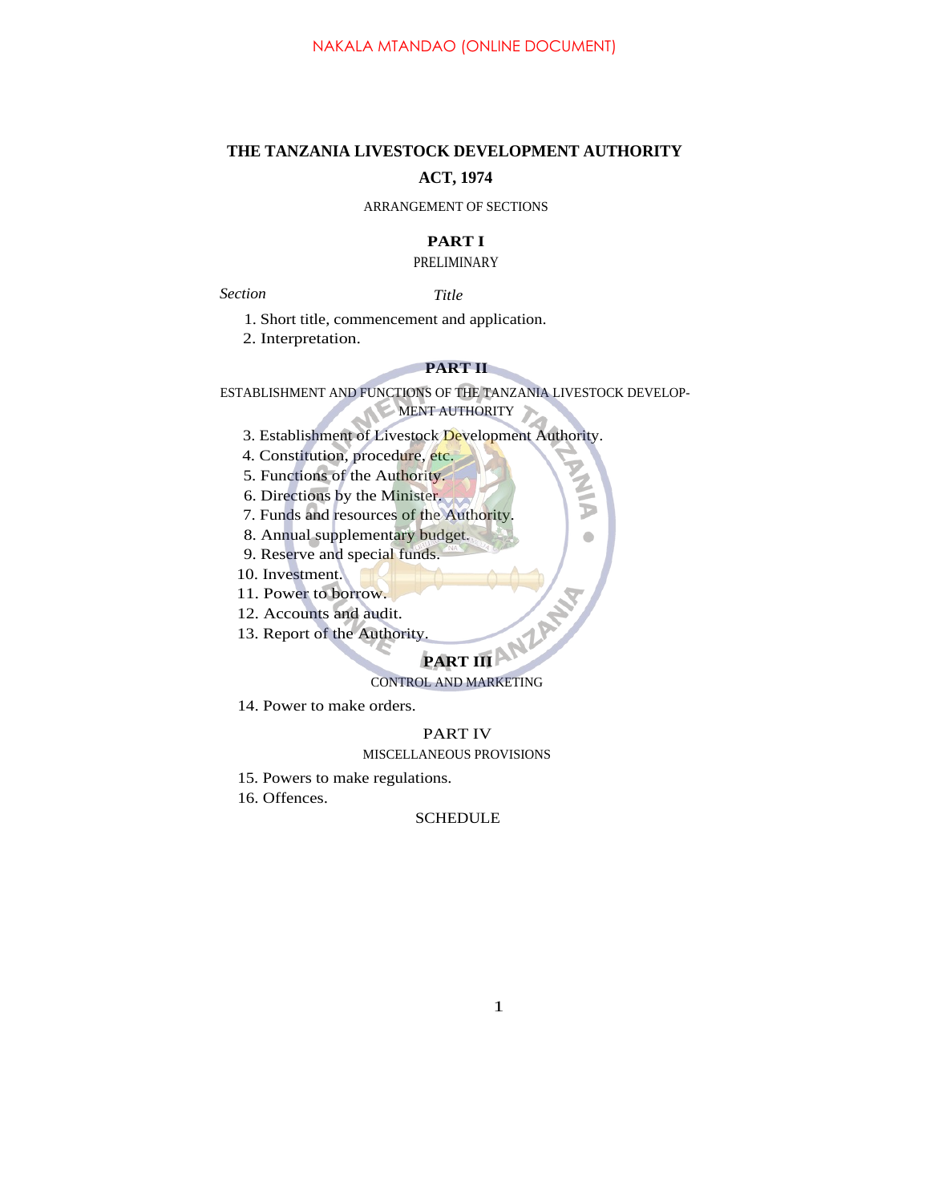NAKALA MTANDAO (ONLINE DOCUMENT)

# THE TANZANIA LIVESTOCK DEVELOPMENT AUTHORITY ACT, 1974

ARRANGEMENT OF SECTIONS

## PART I

PRELIMINARY

| *Section* | *Title* |
|---|---|
| 1. | Short title, commencement and application. |
| 2. | Interpretation. |

## PART II

ESTABLISHMENT AND FUNCTIONS OF THE TANZANIA LIVESTOCK DEVELOPMENT AUTHORITY

| | |
|---|---|
| 3. | Establishment of Livestock Development Authority. |
| 4. | Constitution, procedure, etc. |
| 5. | Functions of the Authority. |
| 6. | Directions by the Minister. |
| 7. | Funds and resources of the Authority. |
| 8. | Annual supplementary budget. |
| 9. | Reserve and special funds. |
| 10. | Investment. |
| 11. | Power to borrow. |
| 12. | Accounts and audit. |
| 13. | Report of the Authority. |

## PART III

CONTROL AND MARKETING

| | |
|---|---|
| 14. | Power to make orders. |

## PART IV

MISCELLANEOUS PROVISIONS

| | |
|---|---|
| 15. | Powers to make regulations. |
| 16. | Offences. |

SCHEDULE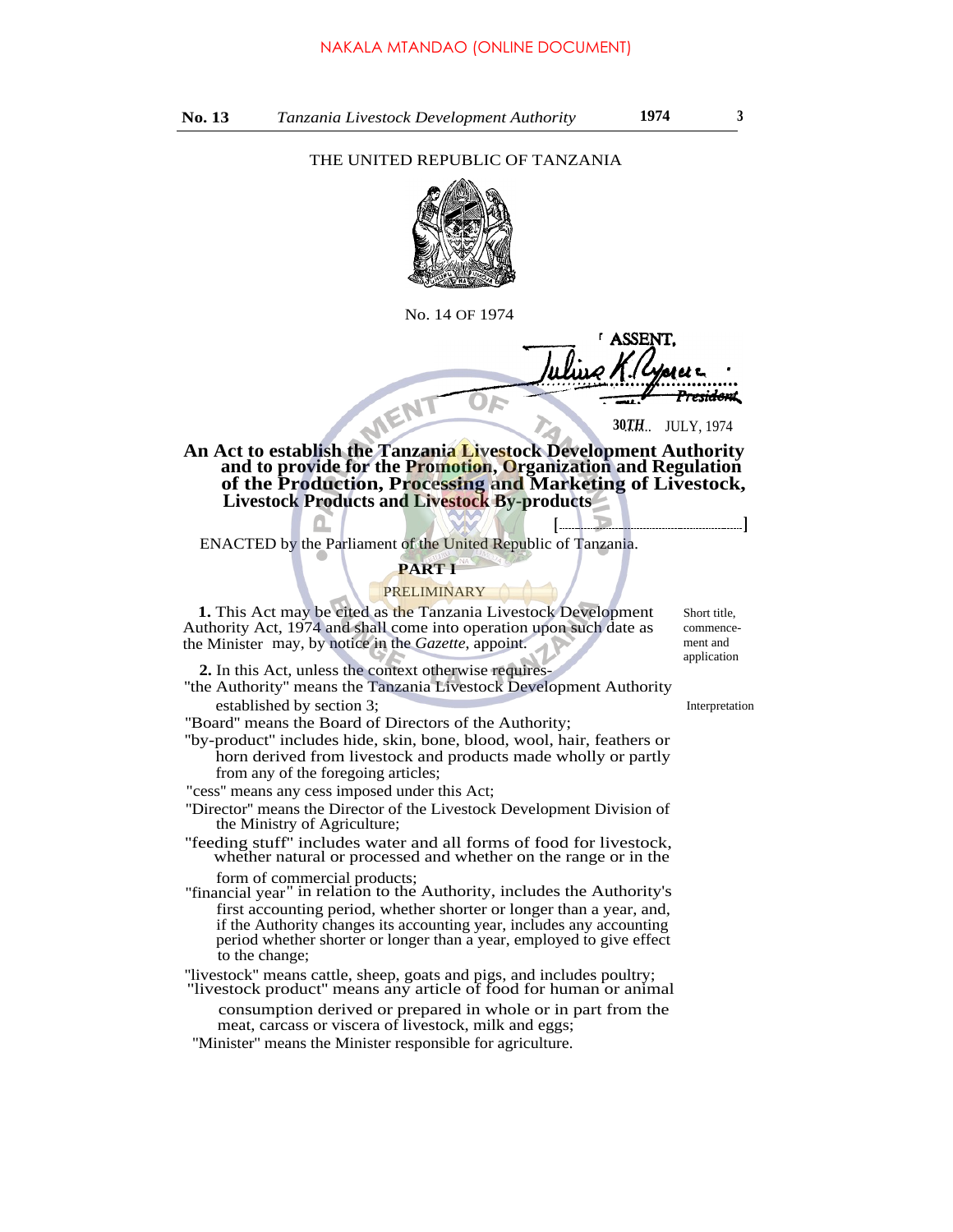THE UNITED REPUBLIC OF TANZANIA

No. 14 OF 1974

ASSENT,

Julius K. Nyerere
President

30TH.. JULY, 1974

**An Act to establish the Tanzania Livestock Development Authority and to provide for the Promotion, Organization and Regulation of the Production, Processing and Marketing of Livestock, Livestock Products and Livestock By-products**

[..........................................]

ENACTED by the Parliament of the United Republic of Tanzania.

## PART I

### PRELIMINARY

Short title, commencement and application

**1.** This Act may be cited as the Tanzania Livestock Development Authority Act, 1974 and shall come into operation upon such date as the Minister may, by notice in the *Gazette*, appoint.

Interpretation

**2.** In this Act, unless the context otherwise requires-

"the Authority" means the Tanzania Livestock Development Authority established by section 3;

"Board" means the Board of Directors of the Authority;

"by-product" includes hide, skin, bone, blood, wool, hair, feathers or horn derived from livestock and products made wholly or partly from any of the foregoing articles;

"cess" means any cess imposed under this Act;

"Director" means the Director of the Livestock Development Division of the Ministry of Agriculture;

"feeding stuff" includes water and all forms of food for livestock, whether natural or processed and whether on the range or in the form of commercial products;

"financial year" in relation to the Authority, includes the Authority's first accounting period, whether shorter or longer than a year, and, if the Authority changes its accounting year, includes any accounting period whether shorter or longer than a year, employed to give effect to the change;

"livestock" means cattle, sheep, goats and pigs, and includes poultry;

"livestock product" means any article of food for human or animal consumption derived or prepared in whole or in part from the meat, carcass or viscera of livestock, milk and eggs;

"Minister" means the Minister responsible for agriculture.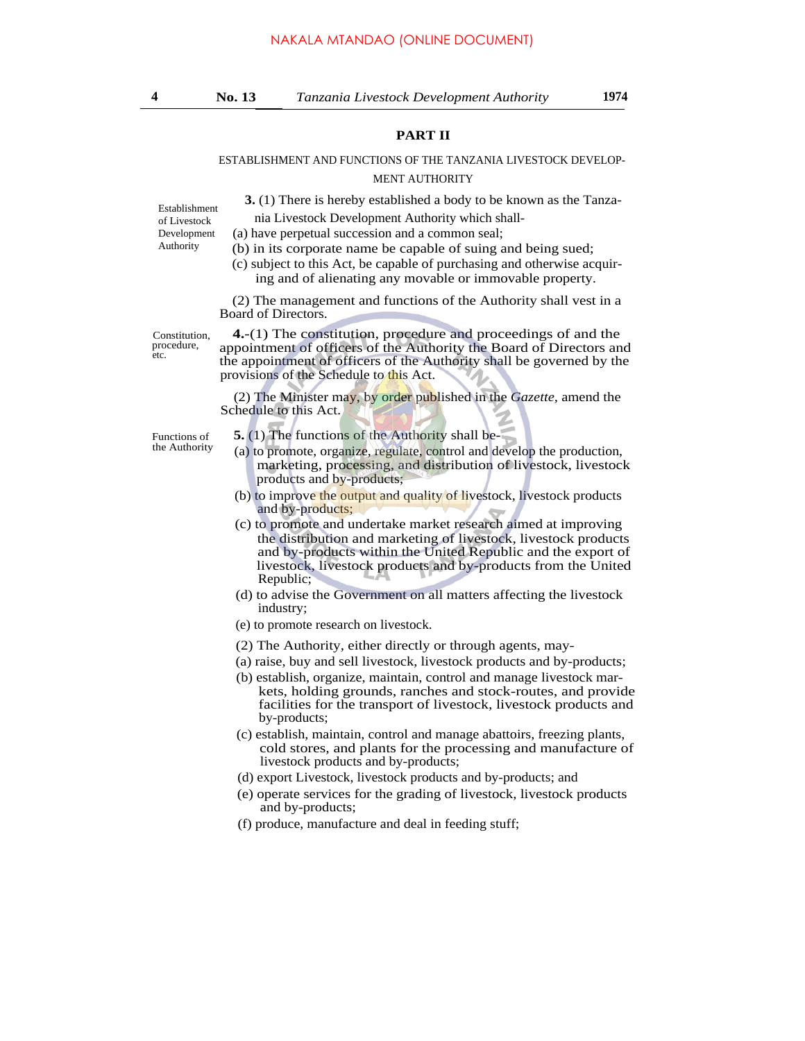## PART II

ESTABLISHMENT AND FUNCTIONS OF THE TANZANIA LIVESTOCK DEVELOPMENT AUTHORITY

Establishment of Livestock Development Authority

**3.** (1) There is hereby established a body to be known as the Tanzania Livestock Development Authority which shall-

(a) have perpetual succession and a common seal;

(b) in its corporate name be capable of suing and being sued;

(c) subject to this Act, be capable of purchasing and otherwise acquiring and of alienating any movable or immovable property.

(2) The management and functions of the Authority shall vest in a Board of Directors.

Constitution, procedure, etc.

**4.**-(1) The constitution, procedure and proceedings of and the appointment of officers of the Authority the Board of Directors and the appointment of officers of the Authority shall be governed by the provisions of the Schedule to this Act.

(2) The Minister may, by order published in the *Gazette*, amend the Schedule to this Act.

Functions of the Authority

**5.** (1) The functions of the Authority shall be-

(a) to promote, organize, regulate, control and develop the production, marketing, processing, and distribution of livestock, livestock products and by-products;

(b) to improve the output and quality of livestock, livestock products and by-products;

(c) to promote and undertake market research aimed at improving the distribution and marketing of livestock, livestock products and by-products within the United Republic and the export of livestock, livestock products and by-products from the United Republic;

(d) to advise the Government on all matters affecting the livestock industry;

(e) to promote research on livestock.

(2) The Authority, either directly or through agents, may-

(a) raise, buy and sell livestock, livestock products and by-products;

(b) establish, organize, maintain, control and manage livestock markets, holding grounds, ranches and stock-routes, and provide facilities for the transport of livestock, livestock products and by-products;

(c) establish, maintain, control and manage abattoirs, freezing plants, cold stores, and plants for the processing and manufacture of livestock products and by-products;

(d) export Livestock, livestock products and by-products; and

(e) operate services for the grading of livestock, livestock products and by-products;

(f) produce, manufacture and deal in feeding stuff;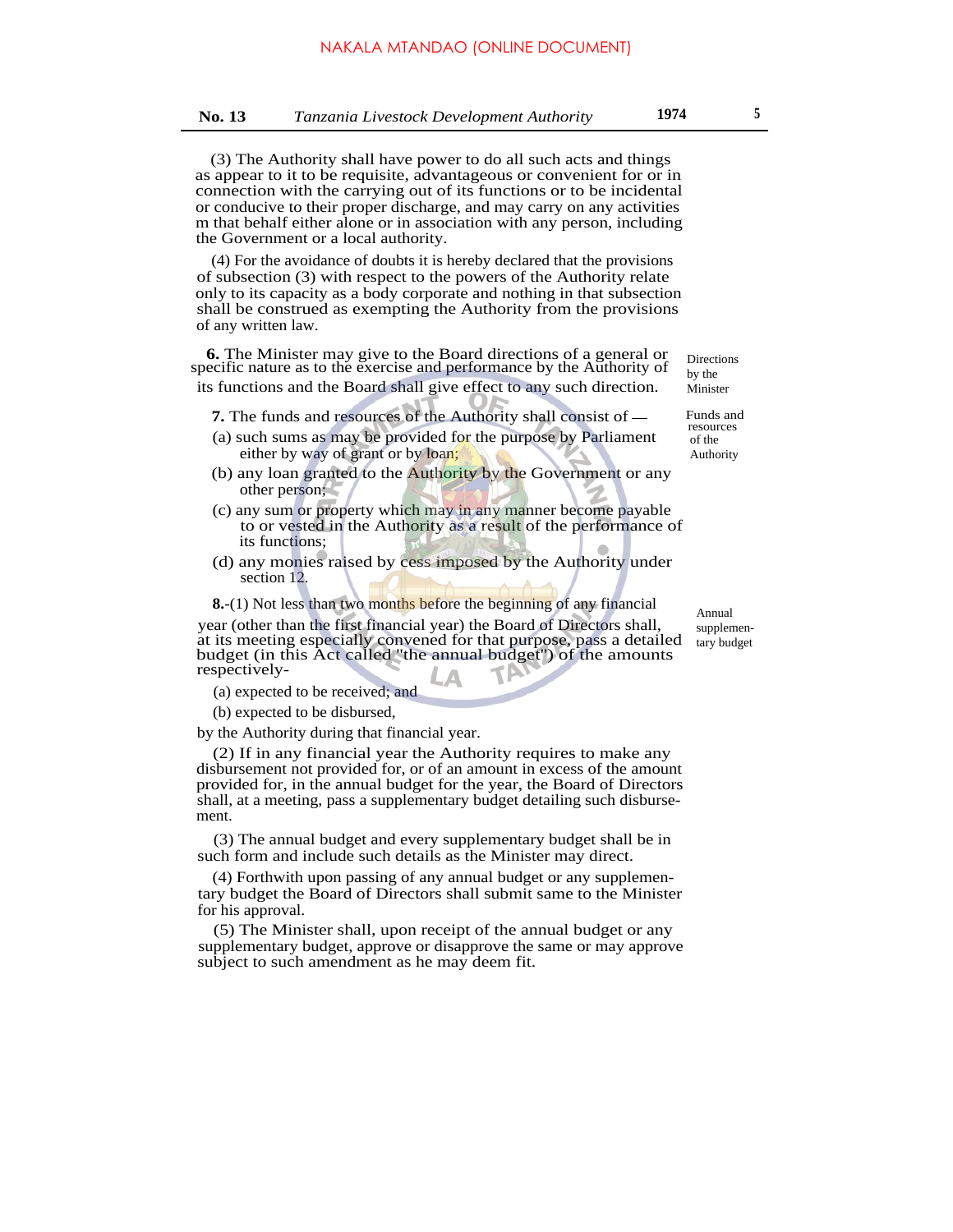(3) The Authority shall have power to do all such acts and things as appear to it to be requisite, advantageous or convenient for or in connection with the carrying out of its functions or to be incidental or conducive to their proper discharge, and may carry on any activities m that behalf either alone or in association with any person, including the Government or a local authority.

(4) For the avoidance of doubts it is hereby declared that the provisions of subsection (3) with respect to the powers of the Authority relate only to its capacity as a body corporate and nothing in that subsection shall be construed as exempting the Authority from the provisions of any written law.

*Directions by the Minister*

**6.** The Minister may give to the Board directions of a general or specific nature as to the exercise and performance by the Authority of its functions and the Board shall give effect to any such direction.

*Funds and resources of the Authority*

**7.** The funds and resources of the Authority shall consist of —

(a) such sums as may be provided for the purpose by Parliament either by way of grant or by loan;

(b) any loan granted to the Authority by the Government or any other person;

(c) any sum or property which may in any manner become payable to or vested in the Authority as a result of the performance of its functions;

(d) any monies raised by cess imposed by the Authority under section 12.

*Annual supplementary budget*

**8.**-(1) Not less than two months before the beginning of any financial year (other than the first financial year) the Board of Directors shall, at its meeting especially convened for that purpose, pass a detailed budget (in this Act called "the annual budget") of the amounts respectively-

(a) expected to be received; and

(b) expected to be disbursed,

by the Authority during that financial year.

(2) If in any financial year the Authority requires to make any disbursement not provided for, or of an amount in excess of the amount provided for, in the annual budget for the year, the Board of Directors shall, at a meeting, pass a supplementary budget detailing such disbursement.

(3) The annual budget and every supplementary budget shall be in such form and include such details as the Minister may direct.

(4) Forthwith upon passing of any annual budget or any supplementary budget the Board of Directors shall submit same to the Minister for his approval.

(5) The Minister shall, upon receipt of the annual budget or any supplementary budget, approve or disapprove the same or may approve subject to such amendment as he may deem fit.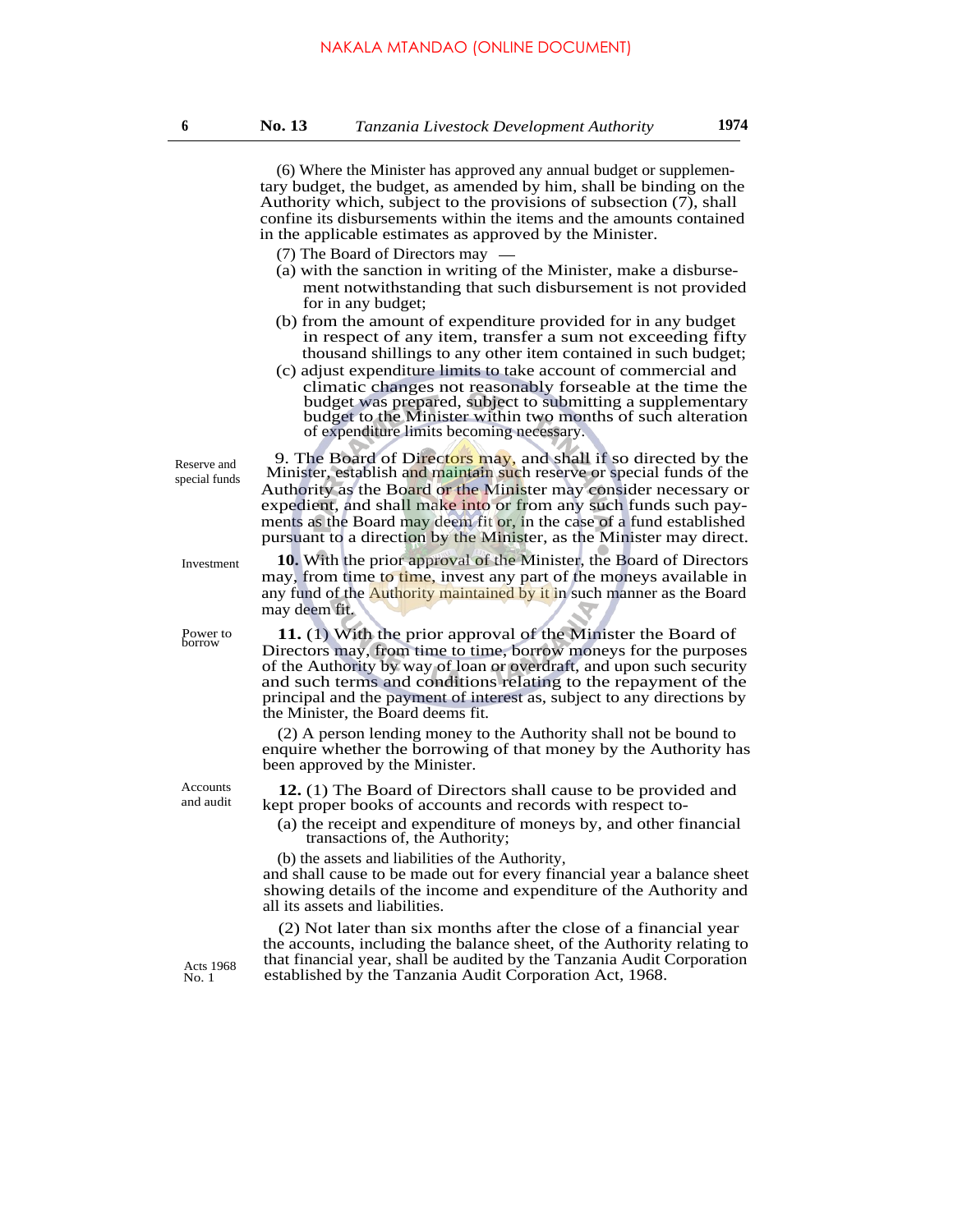(6) Where the Minister has approved any annual budget or supplementary budget, the budget, as amended by him, shall be binding on the Authority which, subject to the provisions of subsection (7), shall confine its disbursements within the items and the amounts contained in the applicable estimates as approved by the Minister.

(7) The Board of Directors may —

(a) with the sanction in writing of the Minister, make a disbursement notwithstanding that such disbursement is not provided for in any budget;

(b) from the amount of expenditure provided for in any budget in respect of any item, transfer a sum not exceeding fifty thousand shillings to any other item contained in such budget;

(c) adjust expenditure limits to take account of commercial and climatic changes not reasonably forseable at the time the budget was prepared, subject to submitting a supplementary budget to the Minister within two months of such alteration of expenditure limits becoming necessary.

*Reserve and special funds*

9. The Board of Directors may, and shall if so directed by the Minister, establish and maintain such reserve or special funds of the Authority as the Board or the Minister may consider necessary or expedient, and shall make into or from any such funds such payments as the Board may deem fit or, in the case of a fund established pursuant to a direction by the Minister, as the Minister may direct.

*Investment*

**10.** With the prior approval of the Minister, the Board of Directors may, from time to time, invest any part of the moneys available in any fund of the Authority maintained by it in such manner as the Board may deem fit.

*Power to borrow*

**11.** (1) With the prior approval of the Minister the Board of Directors may, from time to time, borrow moneys for the purposes of the Authority by way of loan or overdraft, and upon such security and such terms and conditions relating to the repayment of the principal and the payment of interest as, subject to any directions by the Minister, the Board deems fit.

(2) A person lending money to the Authority shall not be bound to enquire whether the borrowing of that money by the Authority has been approved by the Minister.

*Accounts and audit*

**12.** (1) The Board of Directors shall cause to be provided and kept proper books of accounts and records with respect to-

(a) the receipt and expenditure of moneys by, and other financial transactions of, the Authority;

(b) the assets and liabilities of the Authority,

and shall cause to be made out for every financial year a balance sheet showing details of the income and expenditure of the Authority and all its assets and liabilities.

*Acts 1968 No. 1*

(2) Not later than six months after the close of a financial year the accounts, including the balance sheet, of the Authority relating to that financial year, shall be audited by the Tanzania Audit Corporation established by the Tanzania Audit Corporation Act, 1968.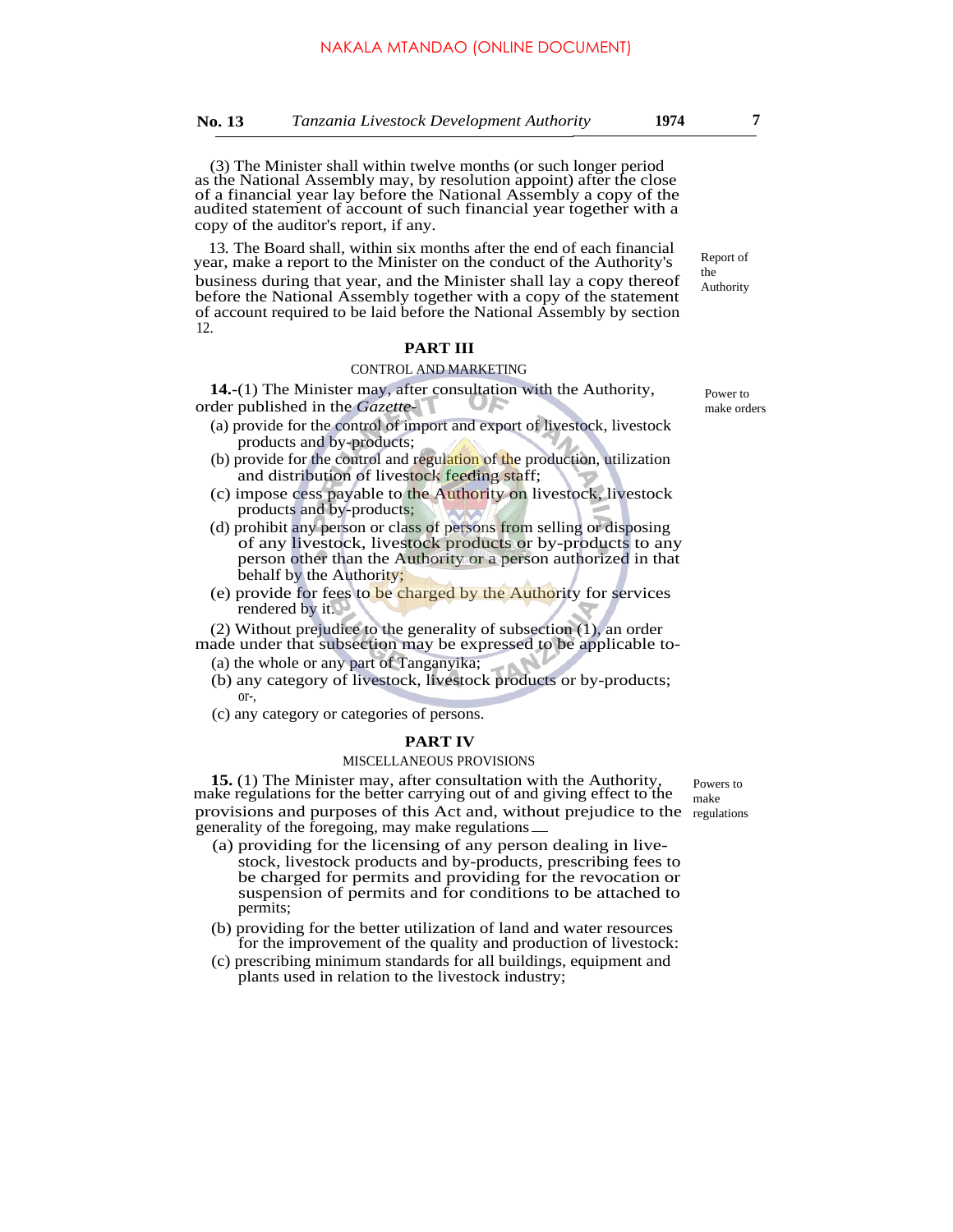(3) The Minister shall within twelve months (or such longer period as the National Assembly may, by resolution appoint) after the close of a financial year lay before the National Assembly a copy of the audited statement of account of such financial year together with a copy of the auditor's report, if any.

Report of the Authority

13. The Board shall, within six months after the end of each financial year, make a report to the Minister on the conduct of the Authority's business during that year, and the Minister shall lay a copy thereof before the National Assembly together with a copy of the statement of account required to be laid before the National Assembly by section 12.

## PART III

### CONTROL AND MARKETING

Power to make orders

**14.**-(1) The Minister may, after consultation with the Authority, order published in the *Gazette*-

(a) provide for the control of import and export of livestock, livestock products and by-products;

(b) provide for the control and regulation of the production, utilization and distribution of livestock feeding staff;

(c) impose cess payable to the Authority on livestock, livestock products and by-products;

(d) prohibit any person or class of persons from selling or disposing of any livestock, livestock products or by-products to any person other than the Authority or a person authorized in that behalf by the Authority;

(e) provide for fees to be charged by the Authority for services rendered by it.

(2) Without prejudice to the generality of subsection (1), an order made under that subsection may be expressed to be applicable to-

(a) the whole or any part of Tanganyika;

(b) any category of livestock, livestock products or by-products; or-,

(c) any category or categories of persons.

## PART IV

### MISCELLANEOUS PROVISIONS

Powers to make regulations

**15.** (1) The Minister may, after consultation with the Authority, make regulations for the better carrying out of and giving effect to the provisions and purposes of this Act and, without prejudice to the generality of the foregoing, may make regulations —

(a) providing for the licensing of any person dealing in livestock, livestock products and by-products, prescribing fees to be charged for permits and providing for the revocation or suspension of permits and for conditions to be attached to permits;

(b) providing for the better utilization of land and water resources for the improvement of the quality and production of livestock:

(c) prescribing minimum standards for all buildings, equipment and plants used in relation to the livestock industry;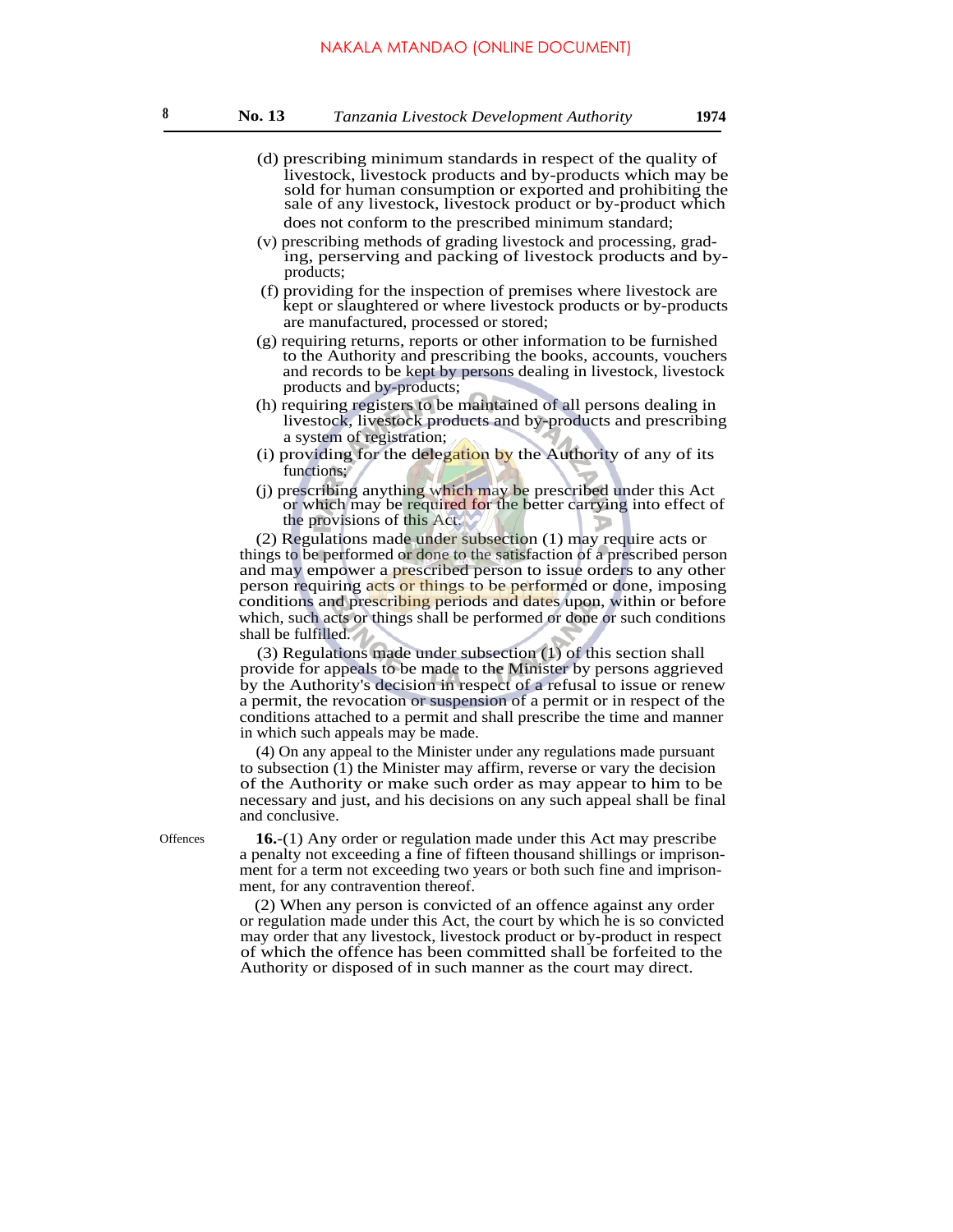(d) prescribing minimum standards in respect of the quality of livestock, livestock products and by-products which may be sold for human consumption or exported and prohibiting the sale of any livestock, livestock product or by-product which does not conform to the prescribed minimum standard;

(v) prescribing methods of grading livestock and processing, grading, perserving and packing of livestock products and by-products;

(f) providing for the inspection of premises where livestock are kept or slaughtered or where livestock products or by-products are manufactured, processed or stored;

(g) requiring returns, reports or other information to be furnished to the Authority and prescribing the books, accounts, vouchers and records to be kept by persons dealing in livestock, livestock products and by-products;

(h) requiring registers to be maintained of all persons dealing in livestock, livestock products and by-products and prescribing a system of registration;

(i) providing for the delegation by the Authority of any of its functions;

(j) prescribing anything which may be prescribed under this Act or which may be required for the better carrying into effect of the provisions of this Act.

(2) Regulations made under subsection (1) may require acts or things to be performed or done to the satisfaction of a prescribed person and may empower a prescribed person to issue orders to any other person requiring acts or things to be performed or done, imposing conditions and prescribing periods and dates upon, within or before which, such acts or things shall be performed or done or such conditions shall be fulfilled.

(3) Regulations made under subsection (1) of this section shall provide for appeals to be made to the Minister by persons aggrieved by the Authority's decision in respect of a refusal to issue or renew a permit, the revocation or suspension of a permit or in respect of the conditions attached to a permit and shall prescribe the time and manner in which such appeals may be made.

(4) On any appeal to the Minister under any regulations made pursuant to subsection (1) the Minister may affirm, reverse or vary the decision of the Authority or make such order as may appear to him to be necessary and just, and his decisions on any such appeal shall be final and conclusive.

Offences

**16.**-(1) Any order or regulation made under this Act may prescribe a penalty not exceeding a fine of fifteen thousand shillings or imprisonment for a term not exceeding two years or both such fine and imprisonment, for any contravention thereof.

(2) When any person is convicted of an offence against any order or regulation made under this Act, the court by which he is so convicted may order that any livestock, livestock product or by-product in respect of which the offence has been committed shall be forfeited to the Authority or disposed of in such manner as the court may direct.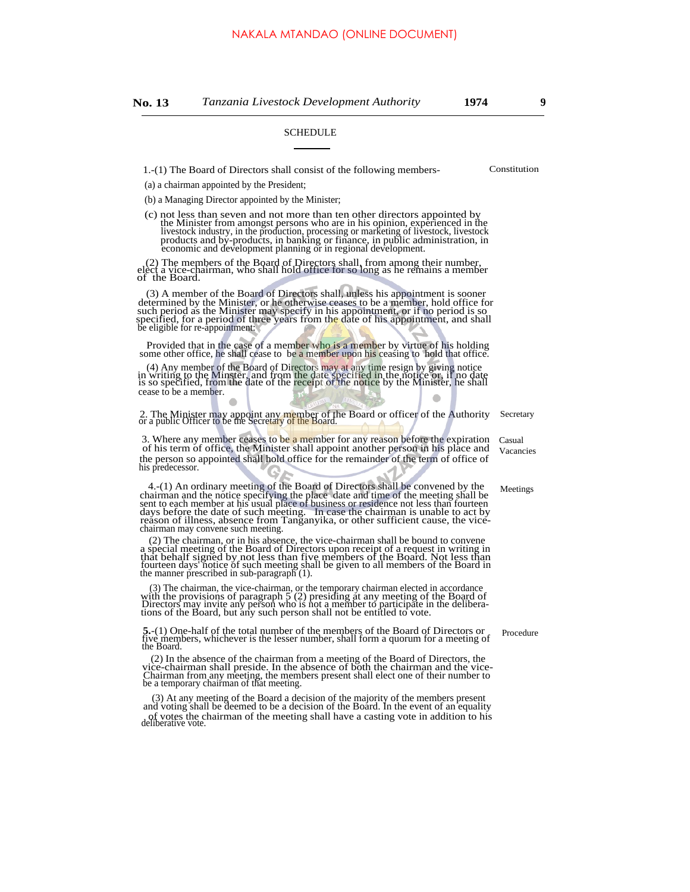## SCHEDULE

**Constitution**

1.-(1) The Board of Directors shall consist of the following members-

(a) a chairman appointed by the President;

(b) a Managing Director appointed by the Minister;

(c) not less than seven and not more than ten other directors appointed by the Minister from amongst persons who are in his opinion, experienced in the livestock industry, in the production, processing or marketing of livestock, livestock products and by-products, in banking or finance, in public administration, in economic and development planning or in regional development.

(2) The members of the Board of Directors shall, from among their number, elect a vice-chairman, who shall hold office for so long as he remains a member of the Board.

(3) A member of the Board of Directors shall, unless his appointment is sooner determined by the Minister, or he otherwise ceases to be a member, hold office for such period as the Minister may specify in his appointment, or if no period is so specified, for a period of three years from the date of his appointment, and shall be eligible for re-appointment:

Provided that in the case of a member who is a member by virtue of his holding some other office, he shall cease to be a member upon his ceasing to hold that office.

(4) Any member of the Board of Directors may at any time resign by giving notice in writing to the Minster, and from the date specified in the notice or, if no date is so specified, from the date of the receipt of the notice by the Minister, he shall cease to be a member.

**Secretary**

2. The Minister may appoint any member of the Board or officer of the Authority or a public Officer to be the Secretary of the Board.

**Casual Vacancies**

3. Where any member ceases to be a member for any reason before the expiration of his term of office, the Minister shall appoint another person in his place and the person so appointed shall hold office for the remainder of the term of office of his predecessor.

**Meetings**

4.-(1) An ordinary meeting of the Board of Directors shall be convened by the chairman and the notice specifying the place date and time of the meeting shall be sent to each member at his usual place of business or residence not less than fourteen days before the date of such meeting. In case the chairman is unable to act by reason of illness, absence from Tanganyika, or other sufficient cause, the vice-chairman may convene such meeting.

(2) The chairman, or in his absence, the vice-chairman shall be bound to convene a special meeting of the Board of Directors upon receipt of a request in writing in that behalf signed by not less than five members of the Board. Not less than fourteen days' notice of such meeting shall be given to all members of the Board in the manner prescribed in sub-paragraph (1).

(3) The chairman, the vice-chairman, or the temporary chairman elected in accordance with the provisions of paragraph 5 (2) presiding at any meeting of the Board of Directors may invite any person who is not a member to participate in the deliberations of the Board, but any such person shall not be entitled to vote.

**Procedure**

**5.**-(1) One-half of the total number of the members of the Board of Directors or five members, whichever is the lesser number, shall form a quorum for a meeting of the Board.

(2) In the absence of the chairman from a meeting of the Board of Directors, the vice-chairman shall preside. In the absence of both the chairman and the vice-Chairman from any meeting, the members present shall elect one of their number to be a temporary chairman of that meeting.

(3) At any meeting of the Board a decision of the majority of the members present and voting shall be deemed to be a decision of the Board. In the event of an equality of votes the chairman of the meeting shall have a casting vote in addition to his deliberative vote.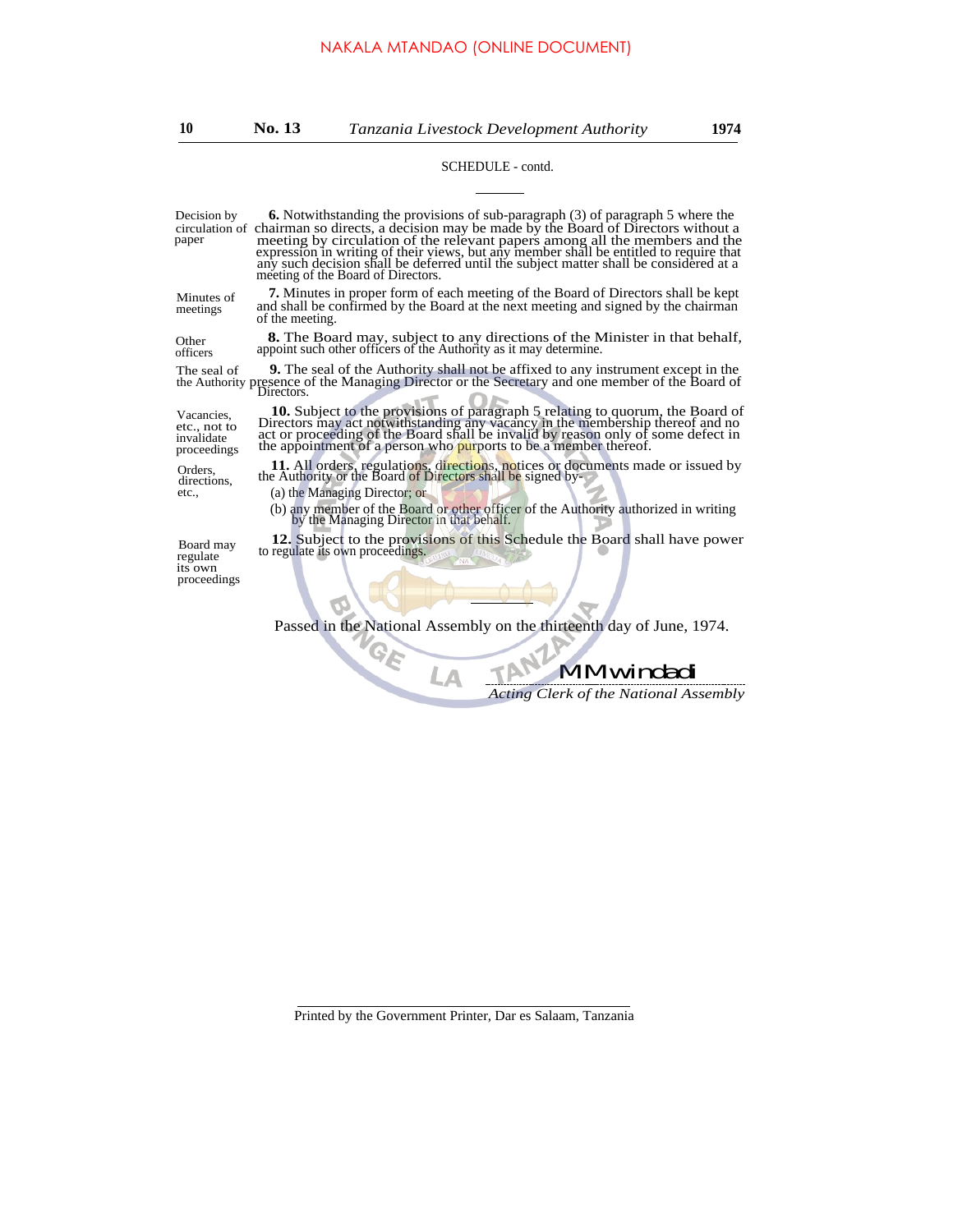SCHEDULE - contd.

**Decision by circulation of paper**

**6.** Notwithstanding the provisions of sub-paragraph (3) of paragraph 5 where the chairman so directs, a decision may be made by the Board of Directors without a meeting by circulation of the relevant papers among all the members and the expression in writing of their views, but any member shall be entitled to require that any such decision shall be deferred until the subject matter shall be considered at a meeting of the Board of Directors.

**Minutes of meetings**

**7.** Minutes in proper form of each meeting of the Board of Directors shall be kept and shall be confirmed by the Board at the next meeting and signed by the chairman of the meeting.

**Other officers**

**8.** The Board may, subject to any directions of the Minister in that behalf, appoint such other officers of the Authority as it may determine.

**The seal of the Authority**

**9.** The seal of the Authority shall not be affixed to any instrument except in the presence of the Managing Director or the Secretary and one member of the Board of Directors.

**Vacancies, etc., not to invalidate proceedings**

**10.** Subject to the provisions of paragraph 5 relating to quorum, the Board of Directors may act notwithstanding any vacancy in the membership thereof and no act or proceeding of the Board shall be invalid by reason only of some defect in the appointment of a person who purports to be a member thereof.

**Orders, directions, etc.,**

**11.** All orders, regulations, directions, notices or documents made or issued by the Authority or the Board of Directors shall be signed by-

(a) the Managing Director; or

(b) any member of the Board or other officer of the Authority authorized in writing by the Managing Director in that behalf.

**Board may regulate its own proceedings**

**12.** Subject to the provisions of this Schedule the Board shall have power to regulate its own proceedings.

---

Passed in the National Assembly on the thirteenth day of June, 1974.

M Mwindadi

*Acting Clerk of the National Assembly*

Printed by the Government Printer, Dar es Salaam, Tanzania